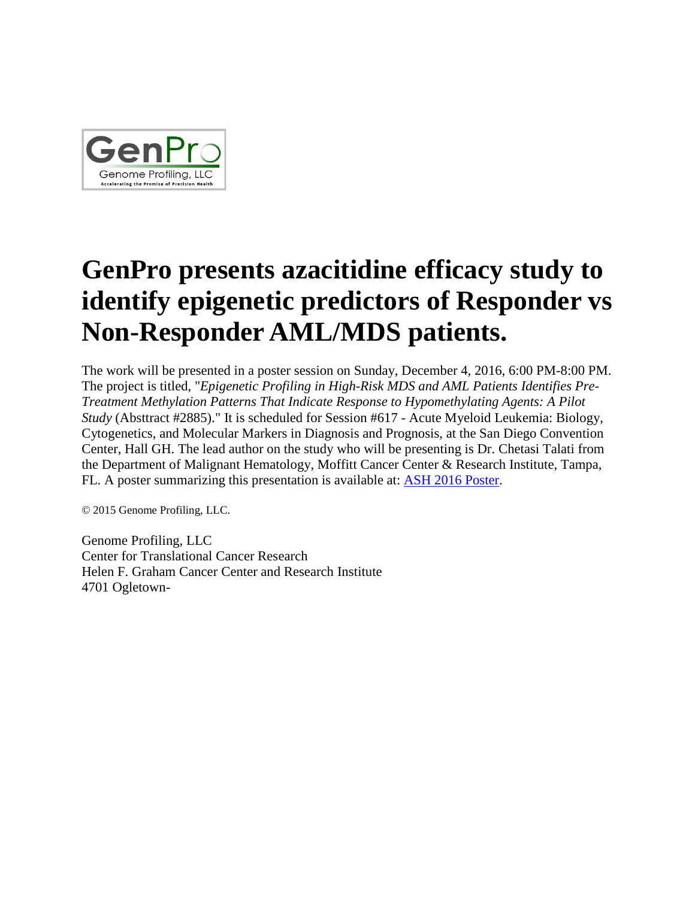# GenPro presents azacitidine efficacy study to identify epigenetic predictors of Responder vs Non-Responder AML/MDS patients.

The work will be presented in a poster session on Sunday, December 4, 2016, 6:00 PM-8:00 PM. The project is titled, "*Epigenetic Profiling in High-Risk MDS and AML Patients Identifies Pre-Treatment Methylation Patterns That Indicate Response to Hypomethylating Agents: A Pilot Study* (Absttract #2885)." It is scheduled for Session #617 - Acute Myeloid Leukemia: Biology, Cytogenetics, and Molecular Markers in Diagnosis and Prognosis, at the San Diego Convention Center, Hall GH. The lead author on the study who will be presenting is Dr. Chetasi Talati from the Department of Malignant Hematology, Moffitt Cancer Center & Research Institute, Tampa, FL. A poster summarizing this presentation is available at: ASH 2016 Poster.

© 2015 Genome Profiling, LLC.

Genome Profiling, LLC
Center for Translational Cancer Research
Helen F. Graham Cancer Center and Research Institute
4701 Ogletown-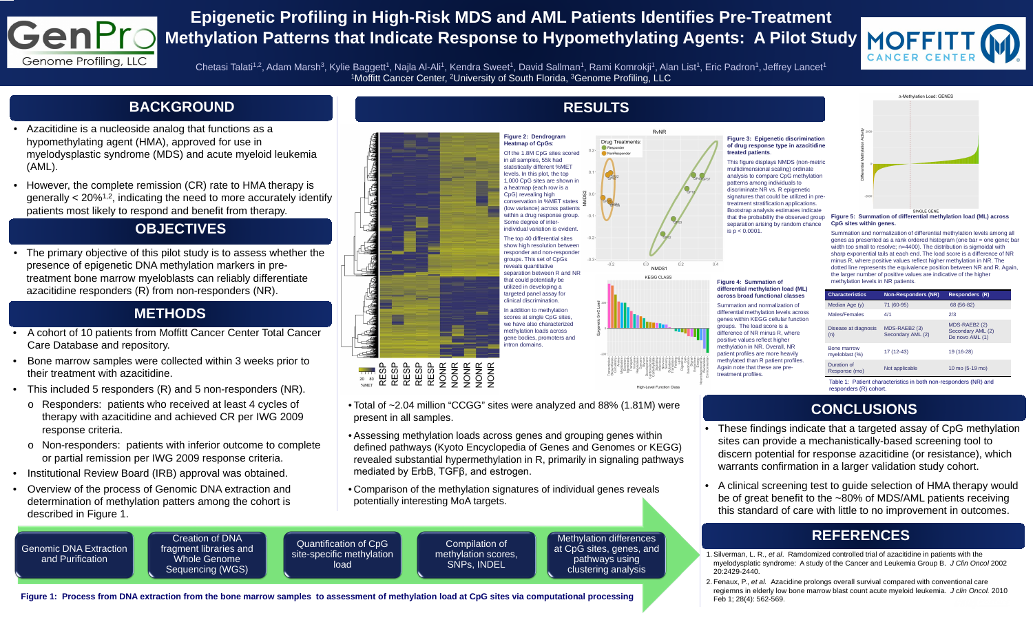# Epigenetic Profiling in High-Risk MDS and AML Patients Identifies Pre-Treatment Methylation Patterns that Indicate Response to Hypomethylating Agents: A Pilot Study

GenPro Genome Profiling, LLC

MOFFITT CANCER CENTER

Chetasi Talati[1,2], Adam Marsh[3], Kylie Baggett[1], Najla Al-Ali[1], Kendra Sweet[1], David Sallman[1], Rami Komrokji[1], Alan List[1], Eric Padron[1], Jeffrey Lancet[1]

[1]Moffitt Cancer Center, [2]University of South Florida, [3]Genome Profiling, LLC

## BACKGROUND

- Azacitidine is a nucleoside analog that functions as a hypomethylating agent (HMA), approved for use in myelodysplastic syndrome (MDS) and acute myeloid leukemia (AML).
- However, the complete remission (CR) rate to HMA therapy is generally < 20%[1,2], indicating the need to more accurately identify patients most likely to respond and benefit from therapy.

## OBJECTIVES

- The primary objective of this pilot study is to assess whether the presence of epigenetic DNA methylation markers in pre-treatment bone marrow myeloblasts can reliably differentiate azacitidine responders (R) from non-responders (NR).

## METHODS

- A cohort of 10 patients from Moffitt Cancer Center Total Cancer Care Database and repository.
- Bone marrow samples were collected within 3 weeks prior to their treatment with azacitidine.
- This included 5 responders (R) and 5 non-responders (NR).
  - Responders: patients who received at least 4 cycles of therapy with azacitidine and achieved CR per IWG 2009 response criteria.
  - Non-responders: patients with inferior outcome to complete or partial remission per IWG 2009 response criteria.
- Institutional Review Board (IRB) approval was obtained.
- Overview of the process of Genomic DNA extraction and determination of methylation patters among the cohort is described in Figure 1.

Genomic DNA Extraction and Purification → Creation of DNA fragment libraries and Whole Genome Sequencing (WGS) → Quantification of CpG site-specific methylation load → Compilation of methylation scores, SNPs, INDEL → Methylation differences at CpG sites, genes, and pathways using clustering analysis

**Figure 1: Process from DNA extraction from the bone marrow samples to assessment of methylation load at CpG sites via computational processing**

## RESULTS

20 80
%MET
RESP RESP RESP RESP RESP NONR NONR NONR NONR NONR

**Figure 2: Dendrogram Heatmap of CpGs.**

Of the 1.8M CpG sites scored in all samples, 55k had statistically different %MET levels. In this plot, the top 1,000 CpG sites are shown in a heatmap (each row is a CpG) revealing high conservation in %MET states (low variance) across patients within a drug response group. Some degree of inter-individual variation is evident.

The top 40 differential sites show high resolution between responder and non-responder groups. This set of CpGs reveals quantitative separation between R and NR that could potentially be utilized in developing a targeted panel assay for clinical discrimination.

In addition to methylation scores at single CpG sites, we have also characterized methylation loads across gene bodies, promoters and intron domains.

RvNR
Drug Treatments:
Responder
NonResponder
NMDS2
NMDS1

**Figure 3: Epigenetic discrimination of drug response type in azacitidine treated patients.**

This figure displays NMDS (non-metric multidimensional scaling) ordinate analysis to compare CpG methylation patterns among individuals to discriminate NR vs. R epigenetic signatures that could be utilized in pre-treatment stratification applications. Bootstrap analysis estimates indicate that the probability the observed group separation arising by random chance is $p < 0.0001$.

KEGG CLASS
Epigenetic 5mC Load
High-Level Function Class

**Figure 4: Summation of differential methylation load (ML) across broad functional classes**

Summation and normalization of differential methylation levels across genes within KEGG cellular function groups. The load score is a difference of NR minus R, where positive values reflect higher methylation in NR. Overall, NR patient profiles are more heavily methylated than R patient profiles. Again note that these are pre-treatment profiles.

Δ-Methylation Load: GENES
Differential Methylation Activity
SINGLE GENE

**Figure 5: Summation of differential methylation load (ML) across CpG sites within genes.**

Summation and normalization of differential methylation levels across all genes as presented as a rank ordered histogram (one bar = one gene; bar width too small to resolve; n=4400). The distribution is sigmoidal with sharp exponential tails at each end. The load score is a difference of NR minus R, where positive values reflect higher methylation in NR. The dotted line represents the equivalence position between NR and R. Again, the larger number of positive values are indicative of the higher methylation levels in NR patients.

| Characteristics | Non-Responders (NR) | Responders (R) |
|---|---|---|
| Median Age (y) | 71 (60-95) | 68 (56-82) |
| Males/Females | 4/1 | 2/3 |
| Disease at diagnosis (n) | MDS-RAEB2 (3) Secondary AML (2) | MDS-RAEB2 (2) Secondary AML (2) De novo AML (1) |
| Bone marrow myeloblast (%) | 17 (12-43) | 19 (16-28) |
| Duration of Response (mo) | Not applicable | 10 mo (5-19 mo) |

Table 1: Patient characteristics in both non-responders (NR) and responders (R) cohort.

- Total of ~2.04 million "CCGG" sites were analyzed and 88% (1.81M) were present in all samples.
- Assessing methylation loads across genes and grouping genes within defined pathways (Kyoto Encyclopedia of Genes and Genomes or KEGG) revealed substantial hypermethylation in R, primarily in signaling pathways mediated by ErbB, TGFβ, and estrogen.
- Comparison of the methylation signatures of individual genes reveals potentially interesting MoA targets.

## CONCLUSIONS

- These findings indicate that a targeted assay of CpG methylation sites can provide a mechanistically-based screening tool to discern potential for response azacitidine (or resistance), which warrants confirmation in a larger validation study cohort.
- A clinical screening test to guide selection of HMA therapy would be of great benefit to the ~80% of MDS/AML patients receiving this standard of care with little to no improvement in outcomes.

## REFERENCES

1. Silverman, L. R., *et al*. Ramdomized controlled trial of azacitidine in patients with the myelodysplatic syndrome: A study of the Cancer and Leukemia Group B. *J Clin Oncol* 2002 20:2429-2440.
2. Fenaux, P., *et al.* Azacidine prolongs overall survival compared with conventional care regiemns in elderly low bone marrow blast count acute myeloid leukemia. *J clin Oncol.* 2010 Feb 1; 28(4): 562-569.